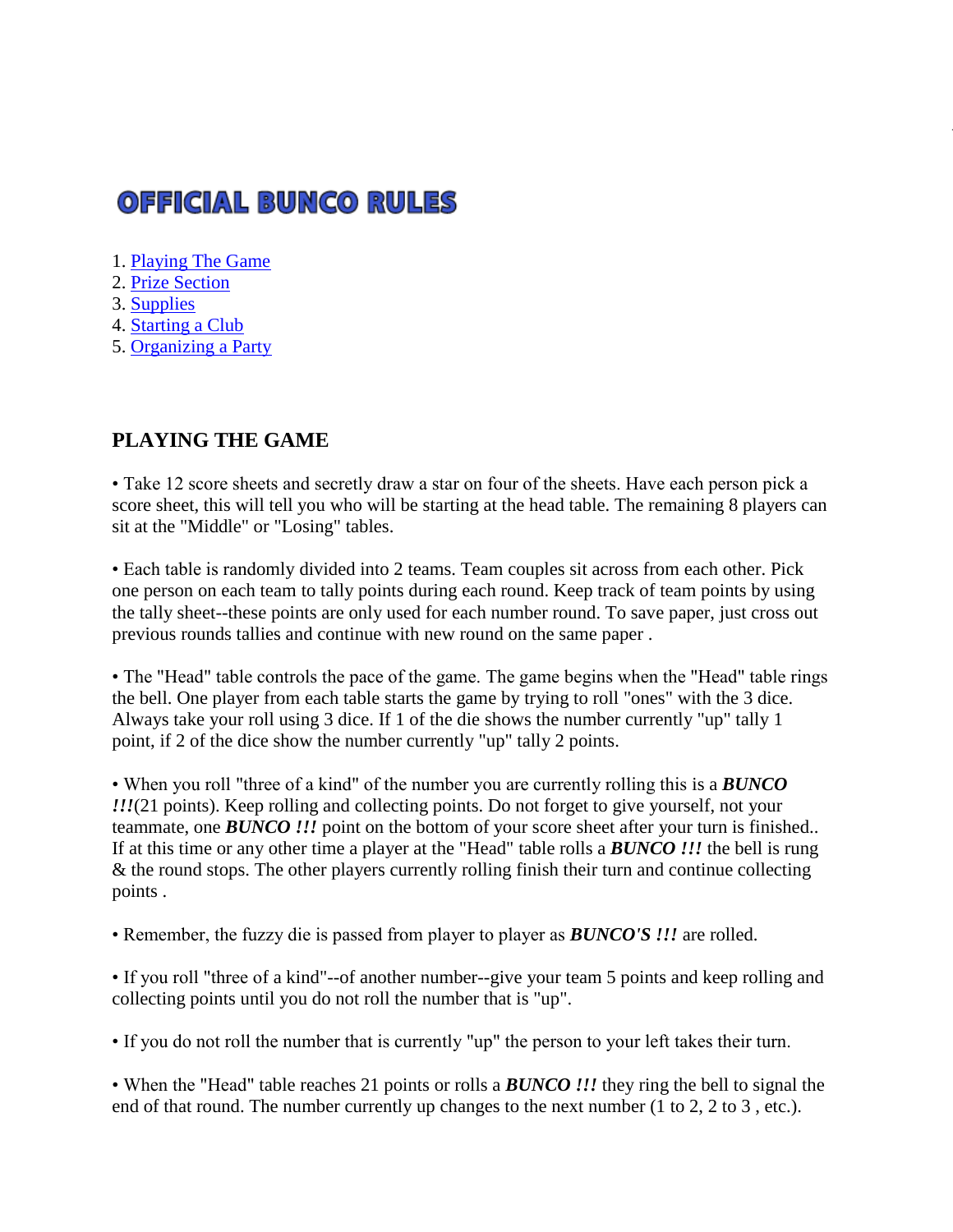# OFFICIAL BUNCO RULES

1. Playing The Game
2. Prize Section
3. Supplies
4. Starting a Club
5. Organizing a Party

## PLAYING THE GAME

• Take 12 score sheets and secretly draw a star on four of the sheets. Have each person pick a score sheet, this will tell you who will be starting at the head table. The remaining 8 players can sit at the "Middle" or "Losing" tables.

• Each table is randomly divided into 2 teams. Team couples sit across from each other. Pick one person on each team to tally points during each round. Keep track of team points by using the tally sheet--these points are only used for each number round. To save paper, just cross out previous rounds tallies and continue with new round on the same paper .

• The "Head" table controls the pace of the game. The game begins when the "Head" table rings the bell. One player from each table starts the game by trying to roll "ones" with the 3 dice. Always take your roll using 3 dice. If 1 of the die shows the number currently "up" tally 1 point, if 2 of the dice show the number currently "up" tally 2 points.

• When you roll "three of a kind" of the number you are currently rolling this is a ***BUNCO !!!***(21 points). Keep rolling and collecting points. Do not forget to give yourself, not your teammate, one ***BUNCO !!!*** point on the bottom of your score sheet after your turn is finished.. If at this time or any other time a player at the "Head" table rolls a ***BUNCO !!!*** the bell is rung & the round stops. The other players currently rolling finish their turn and continue collecting points .

• Remember, the fuzzy die is passed from player to player as ***BUNCO'S !!!*** are rolled.

• If you roll "three of a kind"--of another number--give your team 5 points and keep rolling and collecting points until you do not roll the number that is "up".

• If you do not roll the number that is currently "up" the person to your left takes their turn.

• When the "Head" table reaches 21 points or rolls a ***BUNCO !!!*** they ring the bell to signal the end of that round. The number currently up changes to the next number (1 to 2, 2 to 3 , etc.).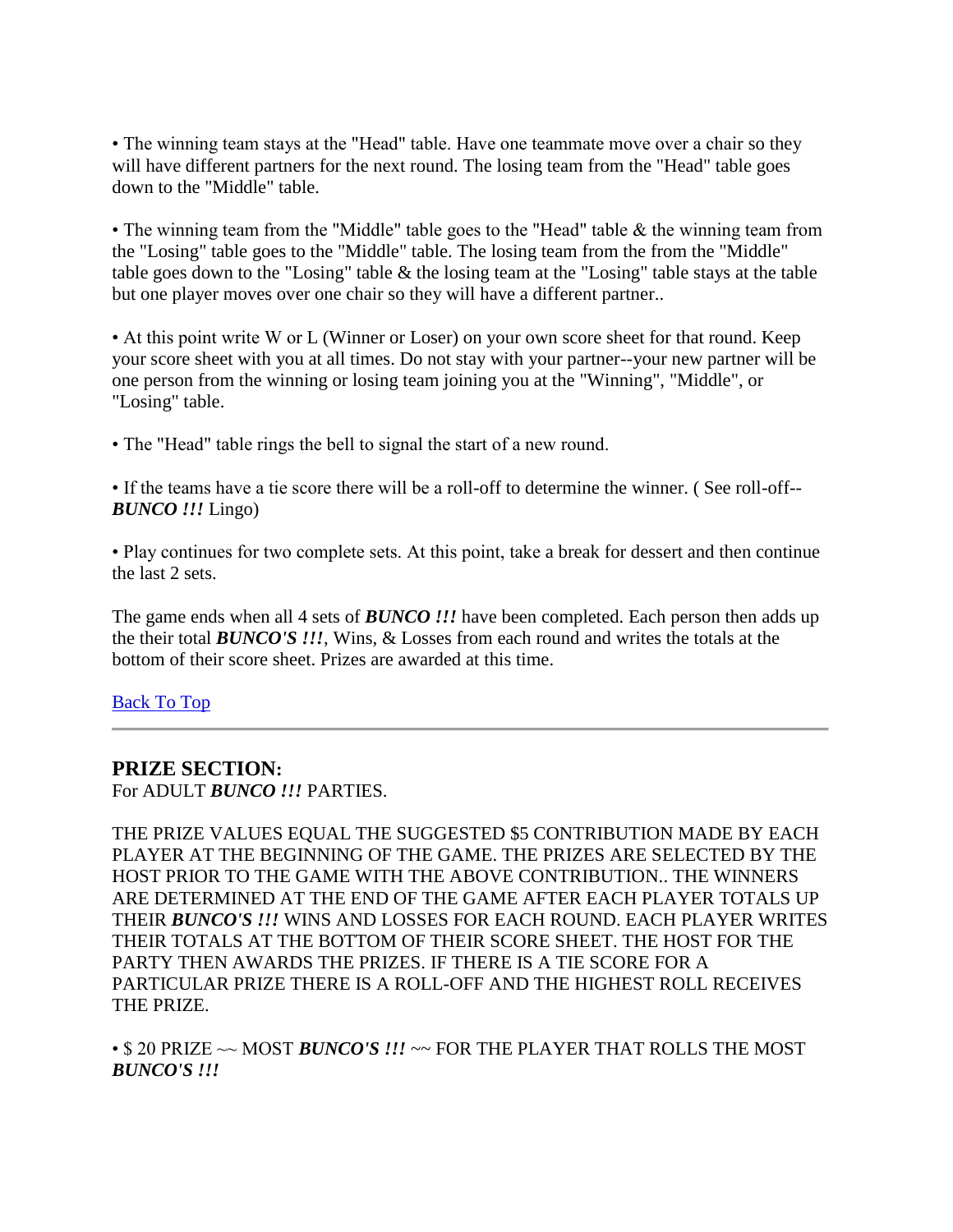• The winning team stays at the "Head" table. Have one teammate move over a chair so they will have different partners for the next round. The losing team from the "Head" table goes down to the "Middle" table.

• The winning team from the "Middle" table goes to the "Head" table & the winning team from the "Losing" table goes to the "Middle" table. The losing team from the from the "Middle" table goes down to the "Losing" table & the losing team at the "Losing" table stays at the table but one player moves over one chair so they will have a different partner..

• At this point write W or L (Winner or Loser) on your own score sheet for that round. Keep your score sheet with you at all times. Do not stay with your partner--your new partner will be one person from the winning or losing team joining you at the "Winning", "Middle", or "Losing" table.

• The "Head" table rings the bell to signal the start of a new round.

• If the teams have a tie score there will be a roll-off to determine the winner. ( See roll-off-- ***BUNCO !!!*** Lingo)

• Play continues for two complete sets. At this point, take a break for dessert and then continue the last 2 sets.

The game ends when all 4 sets of ***BUNCO !!!*** have been completed. Each person then adds up the their total ***BUNCO'S !!!***, Wins, & Losses from each round and writes the totals at the bottom of their score sheet. Prizes are awarded at this time.

Back To Top

---

## PRIZE SECTION:

For ADULT ***BUNCO !!!*** PARTIES.

THE PRIZE VALUES EQUAL THE SUGGESTED $5 CONTRIBUTION MADE BY EACH PLAYER AT THE BEGINNING OF THE GAME. THE PRIZES ARE SELECTED BY THE HOST PRIOR TO THE GAME WITH THE ABOVE CONTRIBUTION.. THE WINNERS ARE DETERMINED AT THE END OF THE GAME AFTER EACH PLAYER TOTALS UP THEIR ***BUNCO'S !!!*** WINS AND LOSSES FOR EACH ROUND. EACH PLAYER WRITES THEIR TOTALS AT THE BOTTOM OF THEIR SCORE SHEET. THE HOST FOR THE PARTY THEN AWARDS THE PRIZES. IF THERE IS A TIE SCORE FOR A PARTICULAR PRIZE THERE IS A ROLL-OFF AND THE HIGHEST ROLL RECEIVES THE PRIZE.

• $ 20 PRIZE ~~ MOST ***BUNCO'S !!!*** ~~ FOR THE PLAYER THAT ROLLS THE MOST ***BUNCO'S !!!***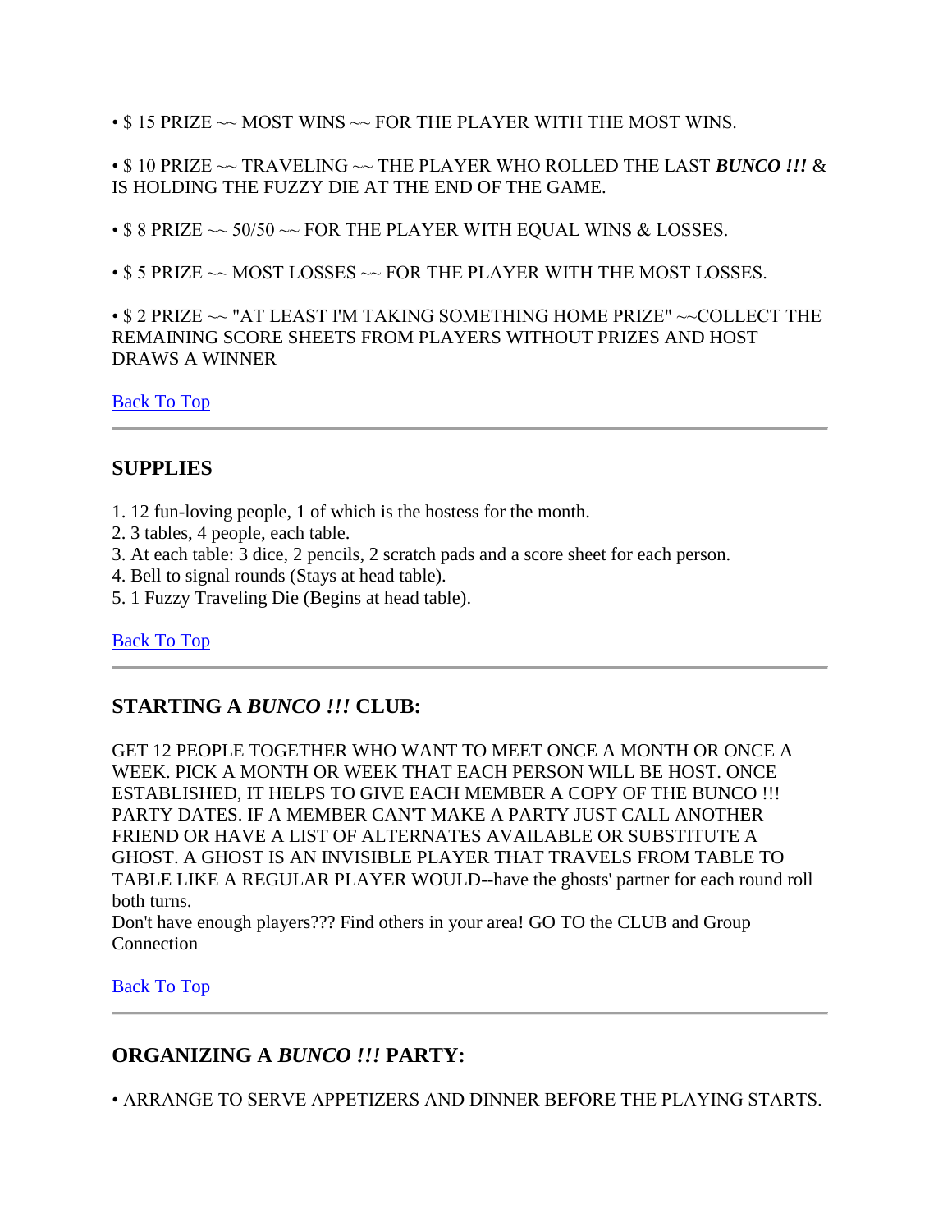• $ 15 PRIZE ~~ MOST WINS ~~ FOR THE PLAYER WITH THE MOST WINS.

• $ 10 PRIZE ~~ TRAVELING ~~ THE PLAYER WHO ROLLED THE LAST ***BUNCO !!!*** & IS HOLDING THE FUZZY DIE AT THE END OF THE GAME.

• $ 8 PRIZE ~~ 50/50 ~~ FOR THE PLAYER WITH EQUAL WINS & LOSSES.

• $ 5 PRIZE ~~ MOST LOSSES ~~ FOR THE PLAYER WITH THE MOST LOSSES.

• $ 2 PRIZE ~~ "AT LEAST I'M TAKING SOMETHING HOME PRIZE" ~~COLLECT THE REMAINING SCORE SHEETS FROM PLAYERS WITHOUT PRIZES AND HOST DRAWS A WINNER

Back To Top

---

## SUPPLIES

1. 12 fun-loving people, 1 of which is the hostess for the month.
2. 3 tables, 4 people, each table.
3. At each table: 3 dice, 2 pencils, 2 scratch pads and a score sheet for each person.
4. Bell to signal rounds (Stays at head table).
5. 1 Fuzzy Traveling Die (Begins at head table).

Back To Top

---

## STARTING A *BUNCO !!!* CLUB:

GET 12 PEOPLE TOGETHER WHO WANT TO MEET ONCE A MONTH OR ONCE A WEEK. PICK A MONTH OR WEEK THAT EACH PERSON WILL BE HOST. ONCE ESTABLISHED, IT HELPS TO GIVE EACH MEMBER A COPY OF THE BUNCO !!! PARTY DATES. IF A MEMBER CAN'T MAKE A PARTY JUST CALL ANOTHER FRIEND OR HAVE A LIST OF ALTERNATES AVAILABLE OR SUBSTITUTE A GHOST. A GHOST IS AN INVISIBLE PLAYER THAT TRAVELS FROM TABLE TO TABLE LIKE A REGULAR PLAYER WOULD--have the ghosts' partner for each round roll both turns.
Don't have enough players??? Find others in your area! GO TO the CLUB and Group Connection

Back To Top

---

## ORGANIZING A *BUNCO !!!* PARTY:

• ARRANGE TO SERVE APPETIZERS AND DINNER BEFORE THE PLAYING STARTS.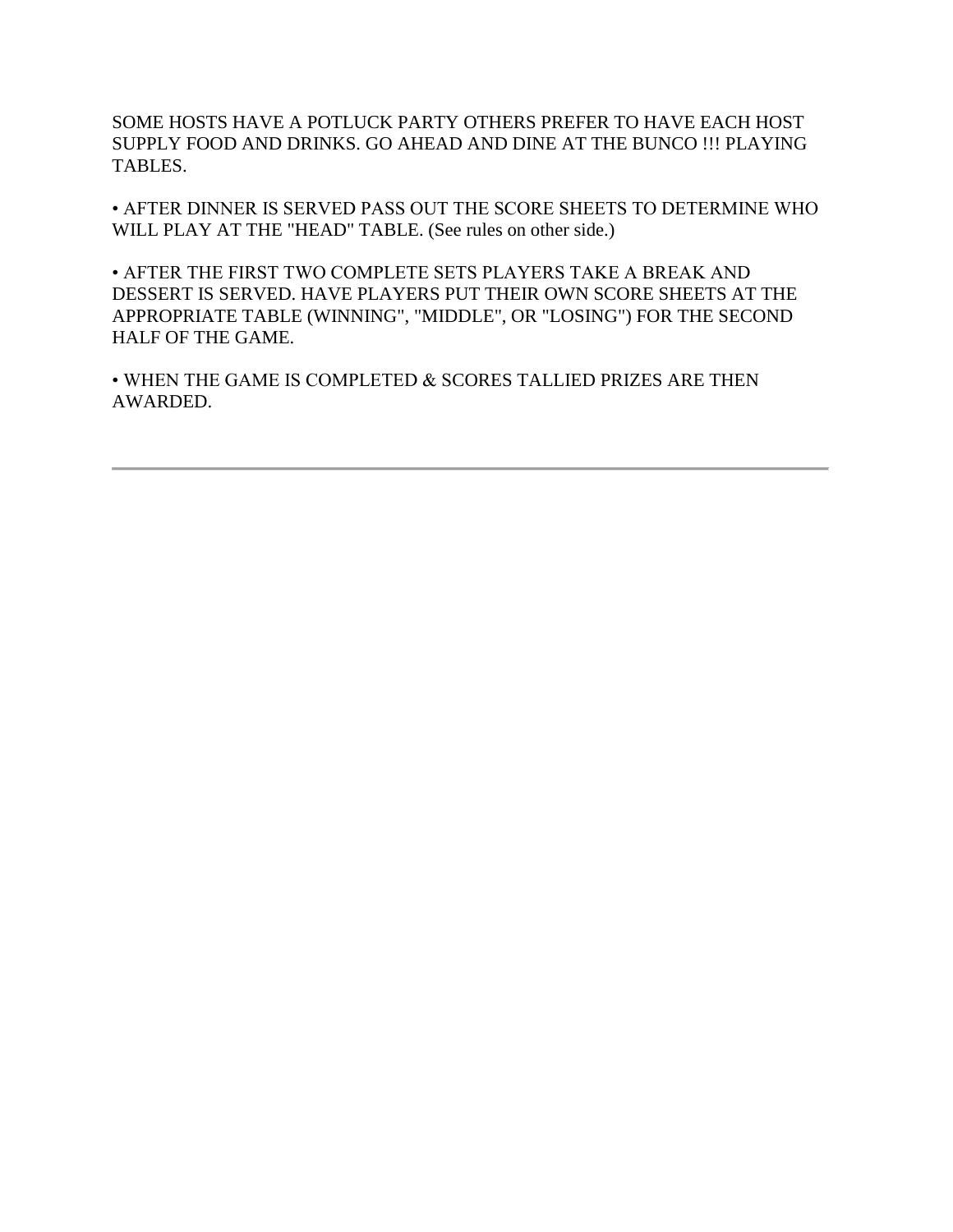SOME HOSTS HAVE A POTLUCK PARTY OTHERS PREFER TO HAVE EACH HOST SUPPLY FOOD AND DRINKS. GO AHEAD AND DINE AT THE BUNCO !!! PLAYING TABLES.

• AFTER DINNER IS SERVED PASS OUT THE SCORE SHEETS TO DETERMINE WHO WILL PLAY AT THE "HEAD" TABLE. (See rules on other side.)

• AFTER THE FIRST TWO COMPLETE SETS PLAYERS TAKE A BREAK AND DESSERT IS SERVED. HAVE PLAYERS PUT THEIR OWN SCORE SHEETS AT THE APPROPRIATE TABLE (WINNING", "MIDDLE", OR "LOSING") FOR THE SECOND HALF OF THE GAME.

• WHEN THE GAME IS COMPLETED & SCORES TALLIED PRIZES ARE THEN AWARDED.

---